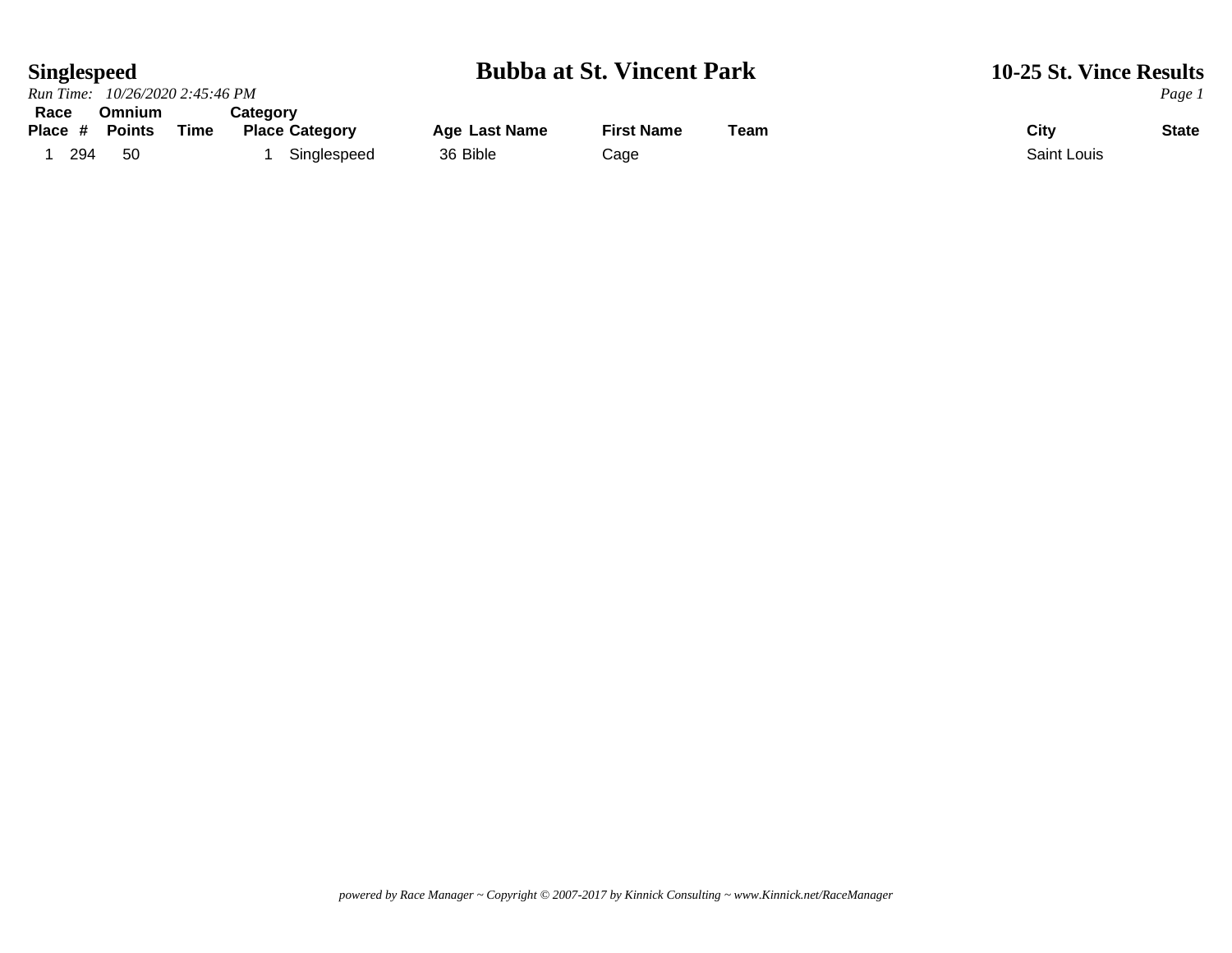# Singlespeed

# Bubba at St. Vincent Park

## 10-25 St. Vince Results

*Run Time: 10/26/2020 2:45:46 PM*

| Race Place | # | Omnium Points | Time | Category Place | Category | Age | Last Name | First Name | Team | City | State |
|---|---|---|---|---|---|---|---|---|---|---|---|
| 1 | 294 | 50 | | 1 | Singlespeed | 36 | Bible | Cage | | Saint Louis | |

*powered by Race Manager ~ Copyright © 2007-2017 by Kinnick Consulting ~ www.Kinnick.net/RaceManager*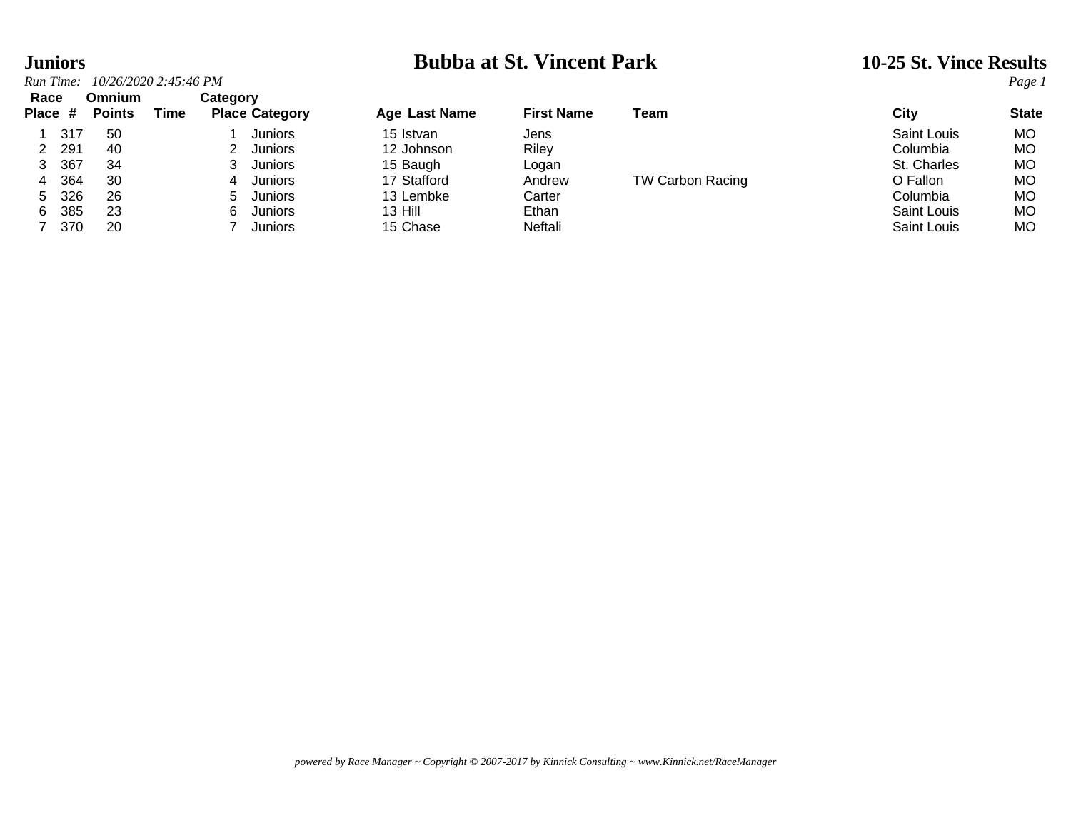# Juniors

# Bubba at St. Vincent Park

## 10-25 St. Vince Results

*Run Time: 10/26/2020 2:45:46 PM*

| Race Place | # | Omnium Points | Time | Category Place | Category | Age | Last Name | First Name | Team | City | State |
|---|---|---|---|---|---|---|---|---|---|---|---|
| 1 | 317 | 50 | | 1 | Juniors | 15 | Istvan | Jens | | Saint Louis | MO |
| 2 | 291 | 40 | | 2 | Juniors | 12 | Johnson | Riley | | Columbia | MO |
| 3 | 367 | 34 | | 3 | Juniors | 15 | Baugh | Logan | | St. Charles | MO |
| 4 | 364 | 30 | | 4 | Juniors | 17 | Stafford | Andrew | TW Carbon Racing | O Fallon | MO |
| 5 | 326 | 26 | | 5 | Juniors | 13 | Lembke | Carter | | Columbia | MO |
| 6 | 385 | 23 | | 6 | Juniors | 13 | Hill | Ethan | | Saint Louis | MO |
| 7 | 370 | 20 | | 7 | Juniors | 15 | Chase | Neftali | | Saint Louis | MO |

*powered by Race Manager ~ Copyright © 2007-2017 by Kinnick Consulting ~ www.Kinnick.net/RaceManager*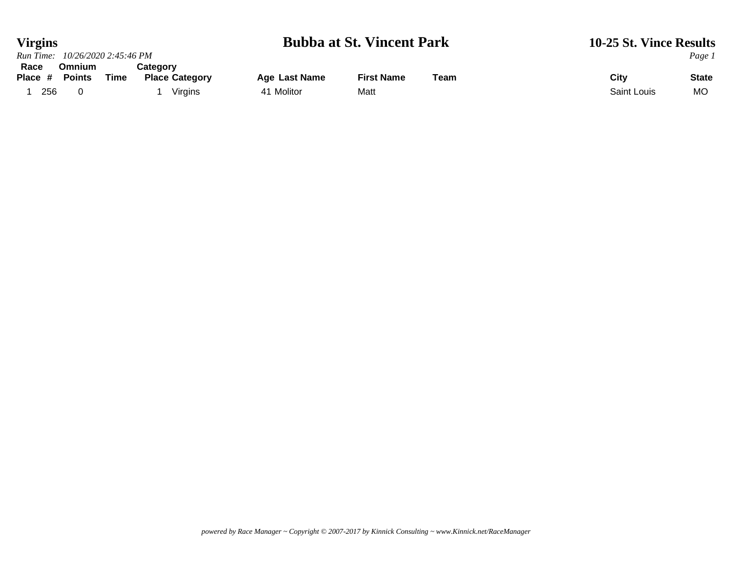# Virgins

## Bubba at St. Vincent Park

### 10-25 St. Vince Results

*Run Time: 10/26/2020 2:45:46 PM*

| Race Place | # | Omnium Points | Time | Category Place | Category | Age | Last Name | First Name | Team | City | State |
|---|---|---|---|---|---|---|---|---|---|---|---|
| 1 | 256 | 0 | | 1 | Virgins | 41 | Molitor | Matt | | Saint Louis | MO |

*powered by Race Manager ~ Copyright © 2007-2017 by Kinnick Consulting ~ www.Kinnick.net/RaceManager*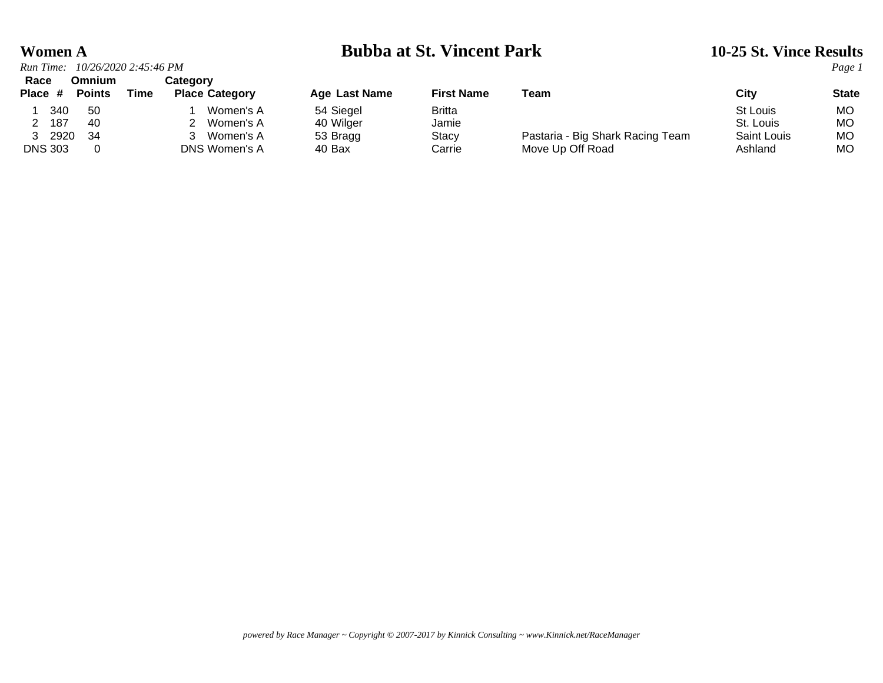# Women A

## Bubba at St. Vincent Park

### 10-25 St. Vince Results

*Run Time: 10/26/2020 2:45:46 PM*

| Race Place | # | Omnium Points | Time | Category Place | Category | Age | Last Name | First Name | Team | City | State |
|---|---|---|---|---|---|---|---|---|---|---|---|
| 1 | 340 | 50 | | 1 | Women's A | 54 | Siegel | Britta | | St Louis | MO |
| 2 | 187 | 40 | | 2 | Women's A | 40 | Wilger | Jamie | | St. Louis | MO |
| 3 | 2920 | 34 | | 3 | Women's A | 53 | Bragg | Stacy | Pastaria - Big Shark Racing Team | Saint Louis | MO |
| DNS | 303 | 0 | | DNS | Women's A | 40 | Bax | Carrie | Move Up Off Road | Ashland | MO |

*powered by Race Manager ~ Copyright © 2007-2017 by Kinnick Consulting ~ www.Kinnick.net/RaceManager*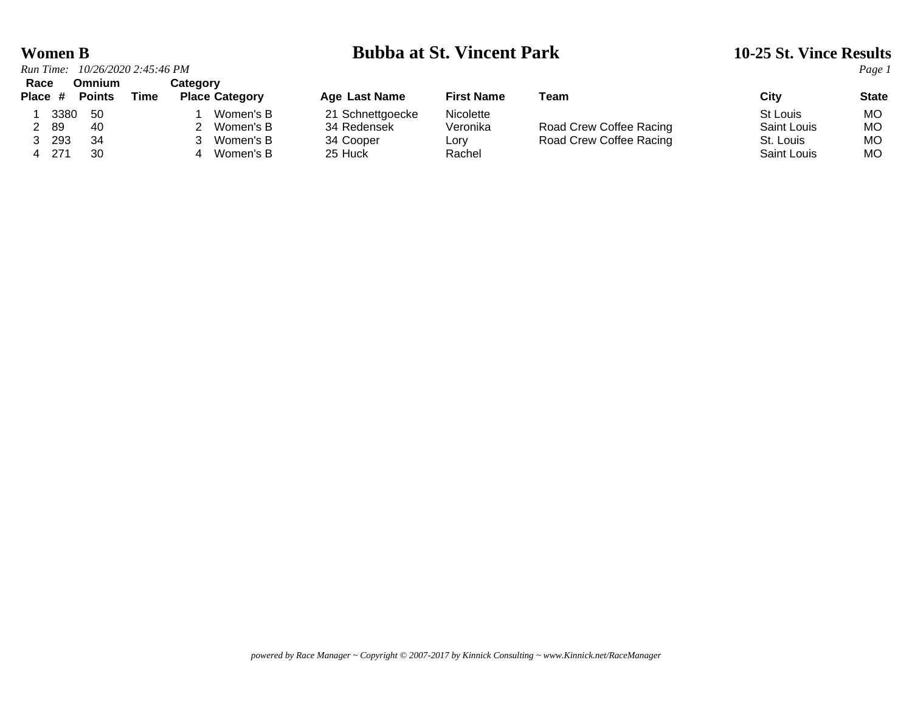# Women B

# Bubba at St. Vincent Park

## 10-25 St. Vince Results

*Run Time: 10/26/2020 2:45:46 PM*

| Race Place | # | Omnium Points | Time | Category Place | Category | Age | Last Name | First Name | Team | City | State |
|---|---|---|---|---|---|---|---|---|---|---|---|
| 1 | 3380 | 50 | | 1 | Women's B | 21 | Schnettgoecke | Nicolette | | St Louis | MO |
| 2 | 89 | 40 | | 2 | Women's B | 34 | Redensek | Veronika | Road Crew Coffee Racing | Saint Louis | MO |
| 3 | 293 | 34 | | 3 | Women's B | 34 | Cooper | Lory | Road Crew Coffee Racing | St. Louis | MO |
| 4 | 271 | 30 | | 4 | Women's B | 25 | Huck | Rachel | | Saint Louis | MO |

*powered by Race Manager ~ Copyright © 2007-2017 by Kinnick Consulting ~ www.Kinnick.net/RaceManager*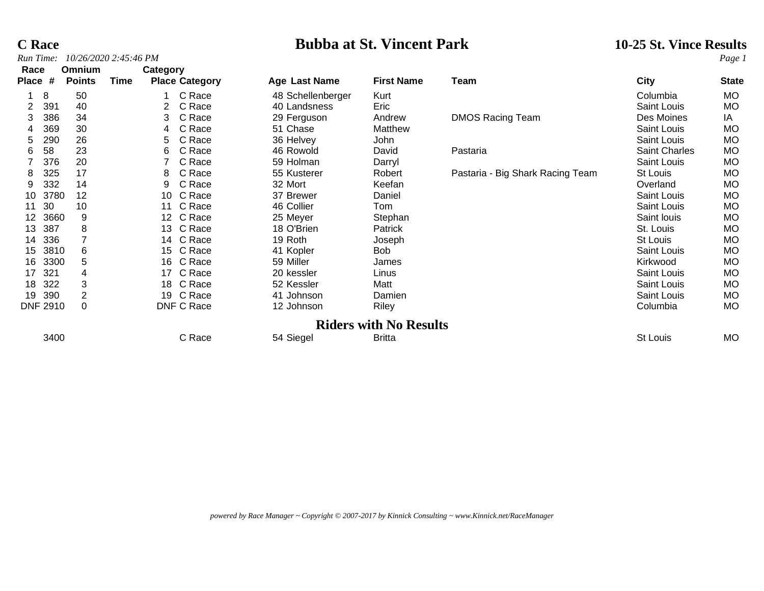# C Race

## Bubba at St. Vincent Park

### 10-25 St. Vince Results

*Run Time: 10/26/2020 2:45:46 PM*

| Race Place | # | Omnium Points | Time | Category Place | Category | Age | Last Name | First Name | Team | City | State |
|---|---|---|---|---|---|---|---|---|---|---|---|
| 1 | 8 | 50 | | 1 | C Race | 48 | Schellenberger | Kurt | | Columbia | MO |
| 2 | 391 | 40 | | 2 | C Race | 40 | Landsness | Eric | | Saint Louis | MO |
| 3 | 386 | 34 | | 3 | C Race | 29 | Ferguson | Andrew | DMOS Racing Team | Des Moines | IA |
| 4 | 369 | 30 | | 4 | C Race | 51 | Chase | Matthew | | Saint Louis | MO |
| 5 | 290 | 26 | | 5 | C Race | 36 | Helvey | John | | Saint Louis | MO |
| 6 | 58 | 23 | | 6 | C Race | 46 | Rowold | David | Pastaria | Saint Charles | MO |
| 7 | 376 | 20 | | 7 | C Race | 59 | Holman | Darryl | | Saint Louis | MO |
| 8 | 325 | 17 | | 8 | C Race | 55 | Kusterer | Robert | Pastaria - Big Shark Racing Team | St Louis | MO |
| 9 | 332 | 14 | | 9 | C Race | 32 | Mort | Keefan | | Overland | MO |
| 10 | 3780 | 12 | | 10 | C Race | 37 | Brewer | Daniel | | Saint Louis | MO |
| 11 | 30 | 10 | | 11 | C Race | 46 | Collier | Tom | | Saint Louis | MO |
| 12 | 3660 | 9 | | 12 | C Race | 25 | Meyer | Stephan | | Saint louis | MO |
| 13 | 387 | 8 | | 13 | C Race | 18 | O'Brien | Patrick | | St. Louis | MO |
| 14 | 336 | 7 | | 14 | C Race | 19 | Roth | Joseph | | St Louis | MO |
| 15 | 3810 | 6 | | 15 | C Race | 41 | Kopler | Bob | | Saint Louis | MO |
| 16 | 3300 | 5 | | 16 | C Race | 59 | Miller | James | | Kirkwood | MO |
| 17 | 321 | 4 | | 17 | C Race | 20 | kessler | Linus | | Saint Louis | MO |
| 18 | 322 | 3 | | 18 | C Race | 52 | Kessler | Matt | | Saint Louis | MO |
| 19 | 390 | 2 | | 19 | C Race | 41 | Johnson | Damien | | Saint Louis | MO |
| DNF | 2910 | 0 | | DNF | C Race | 12 | Johnson | Riley | | Columbia | MO |

## Riders with No Results

| Race Place | # | Omnium Points | Time | Category Place | Category | Age | Last Name | First Name | Team | City | State |
|---|---|---|---|---|---|---|---|---|---|---|---|
| | 3400 | | | | C Race | 54 | Siegel | Britta | | St Louis | MO |

*powered by Race Manager ~ Copyright © 2007-2017 by Kinnick Consulting ~ www.Kinnick.net/RaceManager*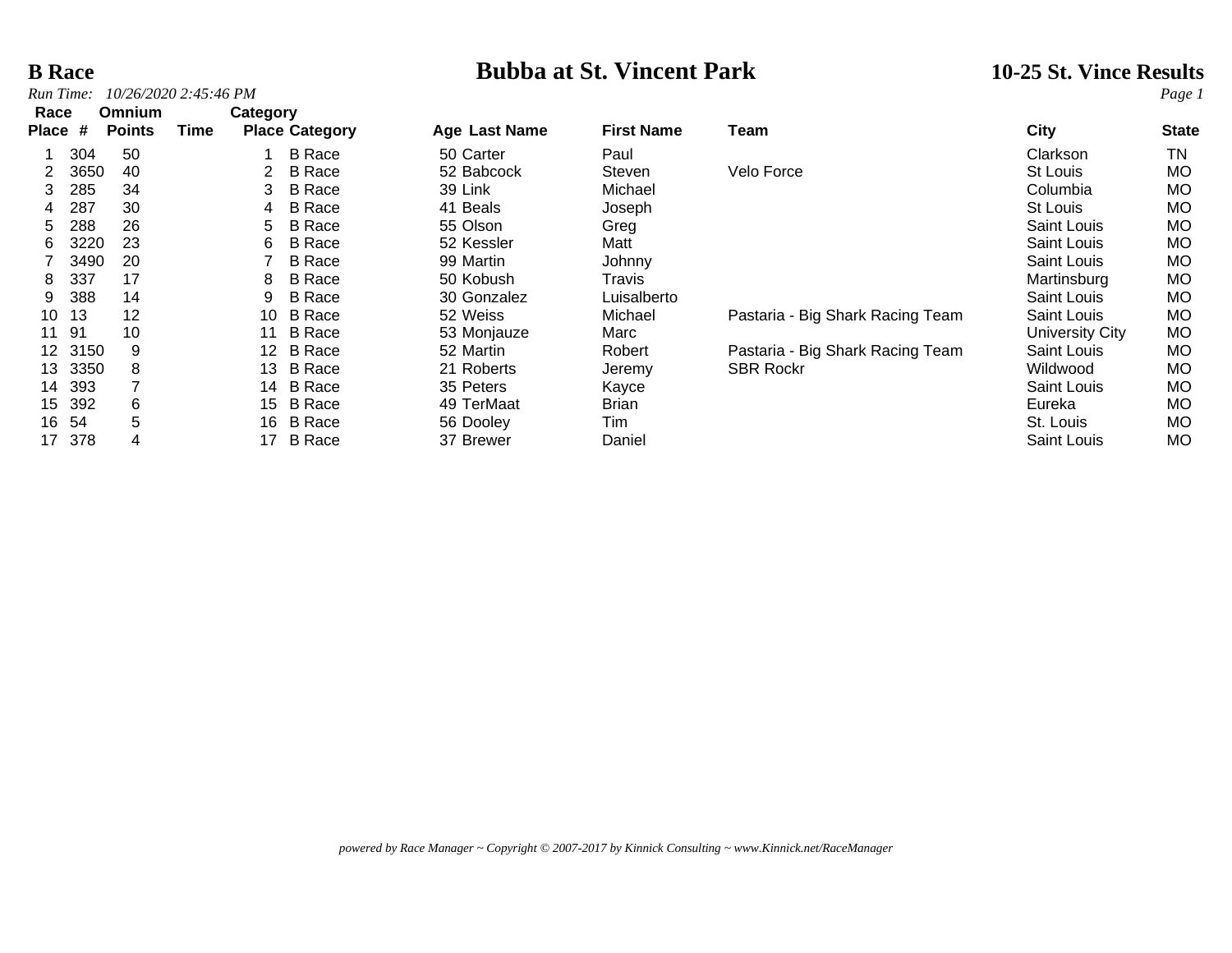**B Race**

# Bubba at St. Vincent Park

**10-25 St. Vince Results**

*Run Time: 10/26/2020 2:45:46 PM*

| Race Place | # | Omnium Points | Time | Category Place | Category | Age | Last Name | First Name | Team | City | State |
|---|---|---|---|---|---|---|---|---|---|---|---|
| 1 | 304 | 50 | | 1 | B Race | 50 | Carter | Paul | | Clarkson | TN |
| 2 | 3650 | 40 | | 2 | B Race | 52 | Babcock | Steven | Velo Force | St Louis | MO |
| 3 | 285 | 34 | | 3 | B Race | 39 | Link | Michael | | Columbia | MO |
| 4 | 287 | 30 | | 4 | B Race | 41 | Beals | Joseph | | St Louis | MO |
| 5 | 288 | 26 | | 5 | B Race | 55 | Olson | Greg | | Saint Louis | MO |
| 6 | 3220 | 23 | | 6 | B Race | 52 | Kessler | Matt | | Saint Louis | MO |
| 7 | 3490 | 20 | | 7 | B Race | 99 | Martin | Johnny | | Saint Louis | MO |
| 8 | 337 | 17 | | 8 | B Race | 50 | Kobush | Travis | | Martinsburg | MO |
| 9 | 388 | 14 | | 9 | B Race | 30 | Gonzalez | Luisalberto | | Saint Louis | MO |
| 10 | 13 | 12 | | 10 | B Race | 52 | Weiss | Michael | Pastaria - Big Shark Racing Team | Saint Louis | MO |
| 11 | 91 | 10 | | 11 | B Race | 53 | Monjauze | Marc | | University City | MO |
| 12 | 3150 | 9 | | 12 | B Race | 52 | Martin | Robert | Pastaria - Big Shark Racing Team | Saint Louis | MO |
| 13 | 3350 | 8 | | 13 | B Race | 21 | Roberts | Jeremy | SBR Rockr | Wildwood | MO |
| 14 | 393 | 7 | | 14 | B Race | 35 | Peters | Kayce | | Saint Louis | MO |
| 15 | 392 | 6 | | 15 | B Race | 49 | TerMaat | Brian | | Eureka | MO |
| 16 | 54 | 5 | | 16 | B Race | 56 | Dooley | Tim | | St. Louis | MO |
| 17 | 378 | 4 | | 17 | B Race | 37 | Brewer | Daniel | | Saint Louis | MO |

*powered by Race Manager ~ Copyright © 2007-2017 by Kinnick Consulting ~ www.Kinnick.net/RaceManager*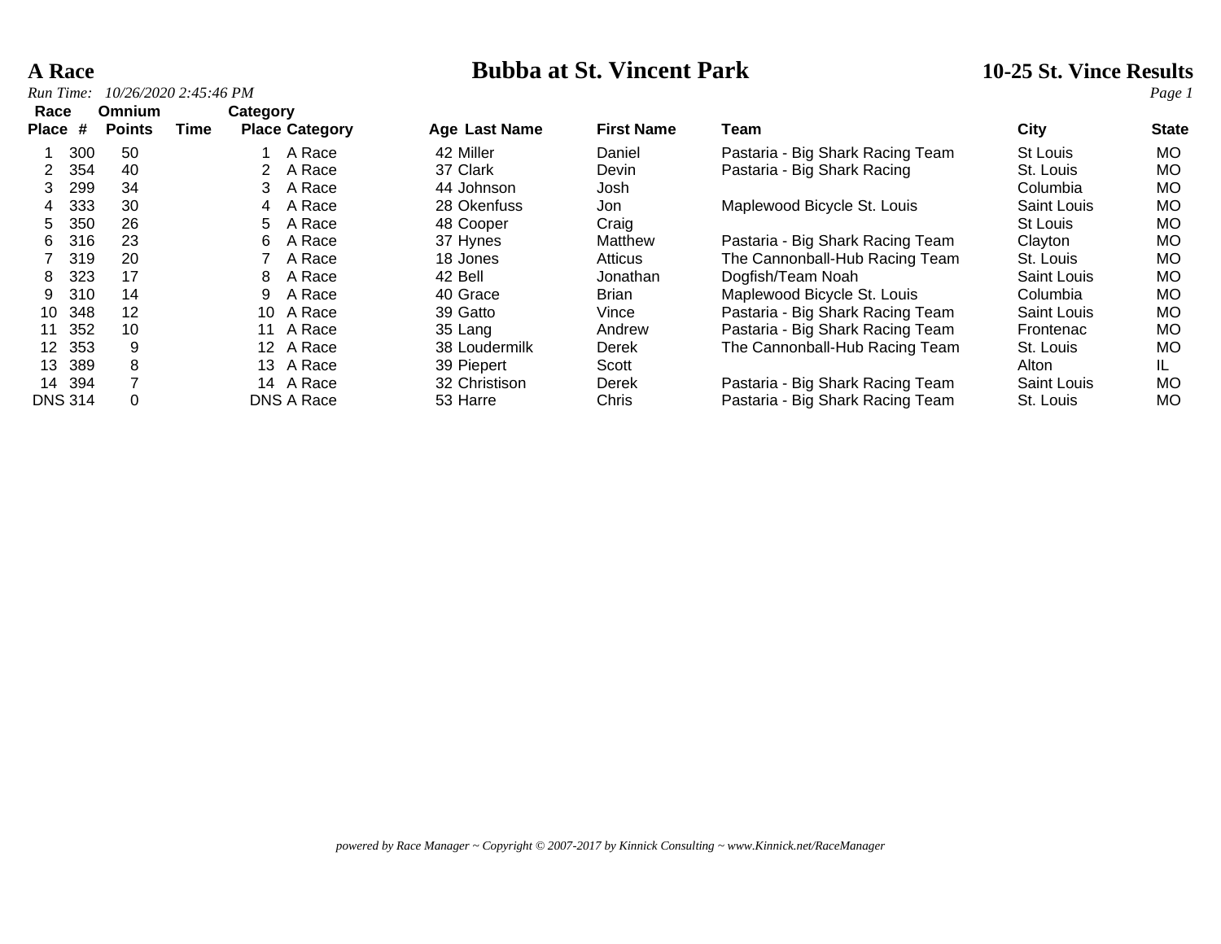**A Race** — **Bubba at St. Vincent Park** — **10-25 St. Vince Results**

*Run Time: 10/26/2020 2:45:46 PM*

| Race Place | # | Omnium Points | Time | Category Place | Category | Age | Last Name | First Name | Team | City | State |
|---|---|---|---|---|---|---|---|---|---|---|---|
| 1 | 300 | 50 | | 1 | A Race | 42 | Miller | Daniel | Pastaria - Big Shark Racing Team | St Louis | MO |
| 2 | 354 | 40 | | 2 | A Race | 37 | Clark | Devin | Pastaria - Big Shark Racing | St. Louis | MO |
| 3 | 299 | 34 | | 3 | A Race | 44 | Johnson | Josh | | Columbia | MO |
| 4 | 333 | 30 | | 4 | A Race | 28 | Okenfuss | Jon | Maplewood Bicycle St. Louis | Saint Louis | MO |
| 5 | 350 | 26 | | 5 | A Race | 48 | Cooper | Craig | | St Louis | MO |
| 6 | 316 | 23 | | 6 | A Race | 37 | Hynes | Matthew | Pastaria - Big Shark Racing Team | Clayton | MO |
| 7 | 319 | 20 | | 7 | A Race | 18 | Jones | Atticus | The Cannonball-Hub Racing Team | St. Louis | MO |
| 8 | 323 | 17 | | 8 | A Race | 42 | Bell | Jonathan | Dogfish/Team Noah | Saint Louis | MO |
| 9 | 310 | 14 | | 9 | A Race | 40 | Grace | Brian | Maplewood Bicycle St. Louis | Columbia | MO |
| 10 | 348 | 12 | | 10 | A Race | 39 | Gatto | Vince | Pastaria - Big Shark Racing Team | Saint Louis | MO |
| 11 | 352 | 10 | | 11 | A Race | 35 | Lang | Andrew | Pastaria - Big Shark Racing Team | Frontenac | MO |
| 12 | 353 | 9 | | 12 | A Race | 38 | Loudermilk | Derek | The Cannonball-Hub Racing Team | St. Louis | MO |
| 13 | 389 | 8 | | 13 | A Race | 39 | Piepert | Scott | | Alton | IL |
| 14 | 394 | 7 | | 14 | A Race | 32 | Christison | Derek | Pastaria - Big Shark Racing Team | Saint Louis | MO |
| DNS | 314 | 0 | | DNS | A Race | 53 | Harre | Chris | Pastaria - Big Shark Racing Team | St. Louis | MO |

*powered by Race Manager ~ Copyright © 2007-2017 by Kinnick Consulting ~ www.Kinnick.net/RaceManager*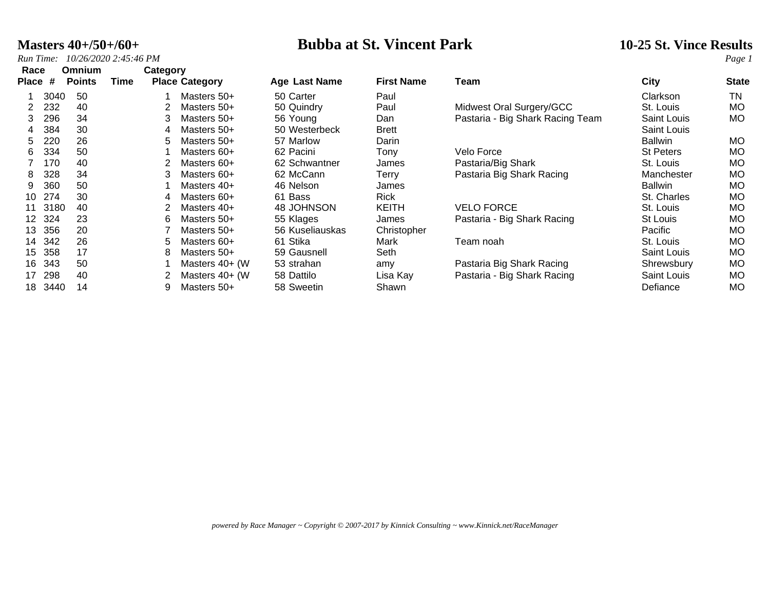# Masters 40+/50+/60+

# Bubba at St. Vincent Park

## 10-25 St. Vince Results

*Run Time: 10/26/2020 2:45:46 PM*

| Race Place | # | Omnium Points | Time | Category Place | Category | Age | Last Name | First Name | Team | City | State |
|---|---|---|---|---|---|---|---|---|---|---|---|
| 1 | 3040 | 50 | | 1 | Masters 50+ | 50 | Carter | Paul | | Clarkson | TN |
| 2 | 232 | 40 | | 2 | Masters 50+ | 50 | Quindry | Paul | Midwest Oral Surgery/GCC | St. Louis | MO |
| 3 | 296 | 34 | | 3 | Masters 50+ | 56 | Young | Dan | Pastaria - Big Shark Racing Team | Saint Louis | MO |
| 4 | 384 | 30 | | 4 | Masters 50+ | 50 | Westerbeck | Brett | | Saint Louis | |
| 5 | 220 | 26 | | 5 | Masters 50+ | 57 | Marlow | Darin | | Ballwin | MO |
| 6 | 334 | 50 | | 1 | Masters 60+ | 62 | Pacini | Tony | Velo Force | St Peters | MO |
| 7 | 170 | 40 | | 2 | Masters 60+ | 62 | Schwantner | James | Pastaria/Big Shark | St. Louis | MO |
| 8 | 328 | 34 | | 3 | Masters 60+ | 62 | McCann | Terry | Pastaria Big Shark Racing | Manchester | MO |
| 9 | 360 | 50 | | 1 | Masters 40+ | 46 | Nelson | James | | Ballwin | MO |
| 10 | 274 | 30 | | 4 | Masters 60+ | 61 | Bass | Rick | | St. Charles | MO |
| 11 | 3180 | 40 | | 2 | Masters 40+ | 48 | JOHNSON | KEITH | VELO FORCE | St. Louis | MO |
| 12 | 324 | 23 | | 6 | Masters 50+ | 55 | Klages | James | Pastaria - Big Shark Racing | St Louis | MO |
| 13 | 356 | 20 | | 7 | Masters 50+ | 56 | Kuseliauskas | Christopher | | Pacific | MO |
| 14 | 342 | 26 | | 5 | Masters 60+ | 61 | Stika | Mark | Team noah | St. Louis | MO |
| 15 | 358 | 17 | | 8 | Masters 50+ | 59 | Gausnell | Seth | | Saint Louis | MO |
| 16 | 343 | 50 | | 1 | Masters 40+ (W | 53 | strahan | amy | Pastaria Big Shark Racing | Shrewsbury | MO |
| 17 | 298 | 40 | | 2 | Masters 40+ (W | 58 | Dattilo | Lisa Kay | Pastaria - Big Shark Racing | Saint Louis | MO |
| 18 | 3440 | 14 | | 9 | Masters 50+ | 58 | Sweetin | Shawn | | Defiance | MO |

*powered by Race Manager ~ Copyright © 2007-2017 by Kinnick Consulting ~ www.Kinnick.net/RaceManager*